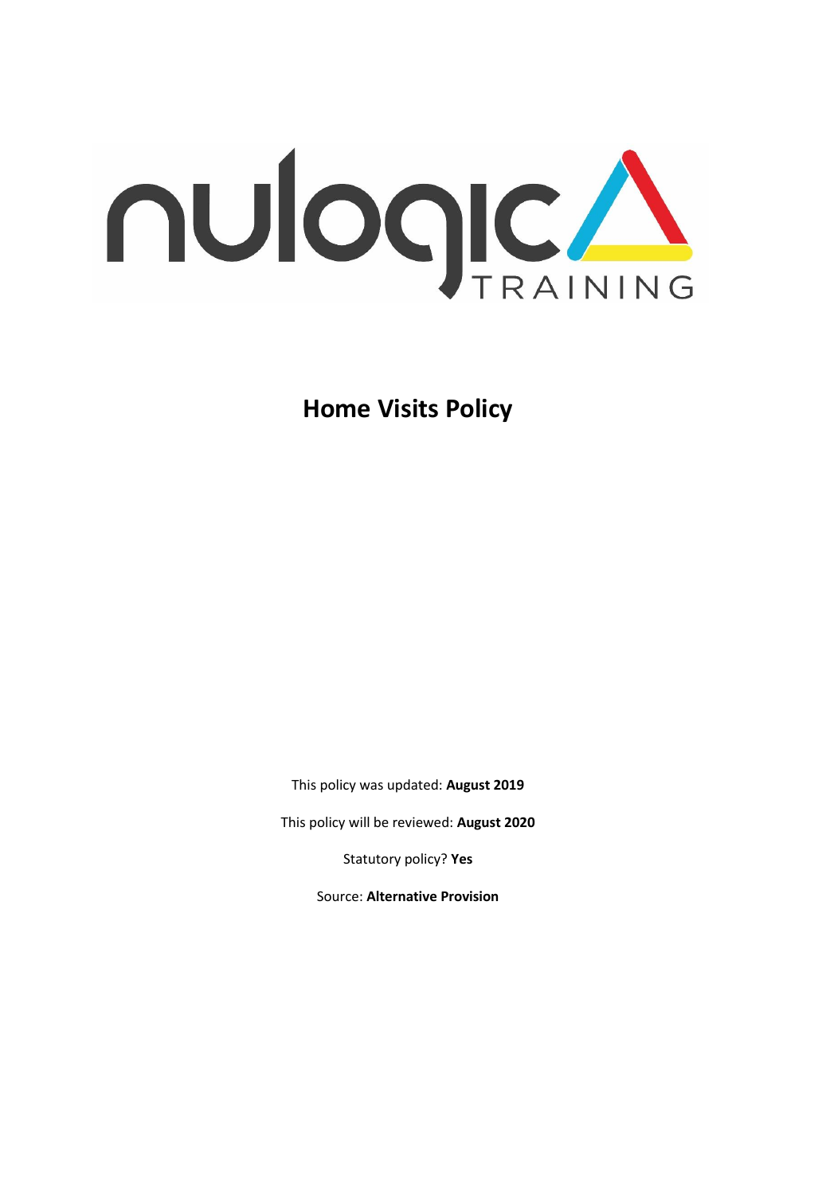nulogic TRAINING

# Home Visits Policy

This policy was updated: **August 2019**

This policy will be reviewed: **August 2020**

Statutory policy? **Yes**

Source: **Alternative Provision**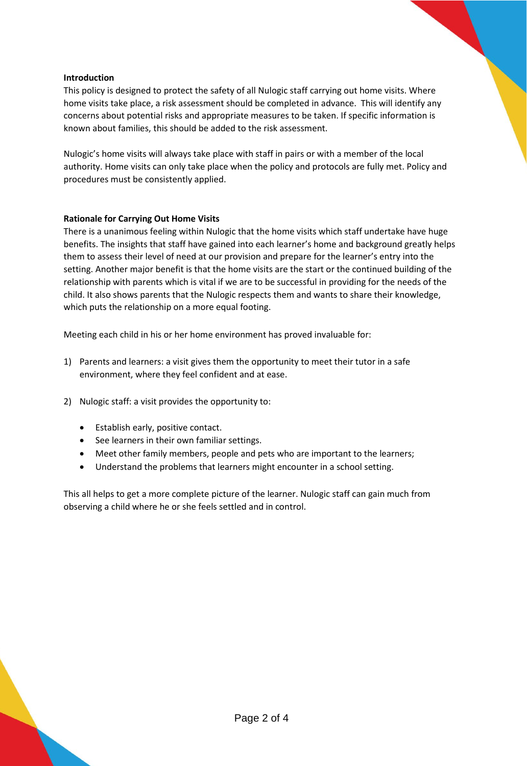**Introduction**

This policy is designed to protect the safety of all Nulogic staff carrying out home visits. Where home visits take place, a risk assessment should be completed in advance. This will identify any concerns about potential risks and appropriate measures to be taken. If specific information is known about families, this should be added to the risk assessment.

Nulogic's home visits will always take place with staff in pairs or with a member of the local authority. Home visits can only take place when the policy and protocols are fully met. Policy and procedures must be consistently applied.

**Rationale for Carrying Out Home Visits**

There is a unanimous feeling within Nulogic that the home visits which staff undertake have huge benefits. The insights that staff have gained into each learner's home and background greatly helps them to assess their level of need at our provision and prepare for the learner's entry into the setting. Another major benefit is that the home visits are the start or the continued building of the relationship with parents which is vital if we are to be successful in providing for the needs of the child. It also shows parents that the Nulogic respects them and wants to share their knowledge, which puts the relationship on a more equal footing.

Meeting each child in his or her home environment has proved invaluable for:

1) Parents and learners: a visit gives them the opportunity to meet their tutor in a safe environment, where they feel confident and at ease.

2) Nulogic staff: a visit provides the opportunity to:

   - Establish early, positive contact.
   - See learners in their own familiar settings.
   - Meet other family members, people and pets who are important to the learners;
   - Understand the problems that learners might encounter in a school setting.

This all helps to get a more complete picture of the learner. Nulogic staff can gain much from observing a child where he or she feels settled and in control.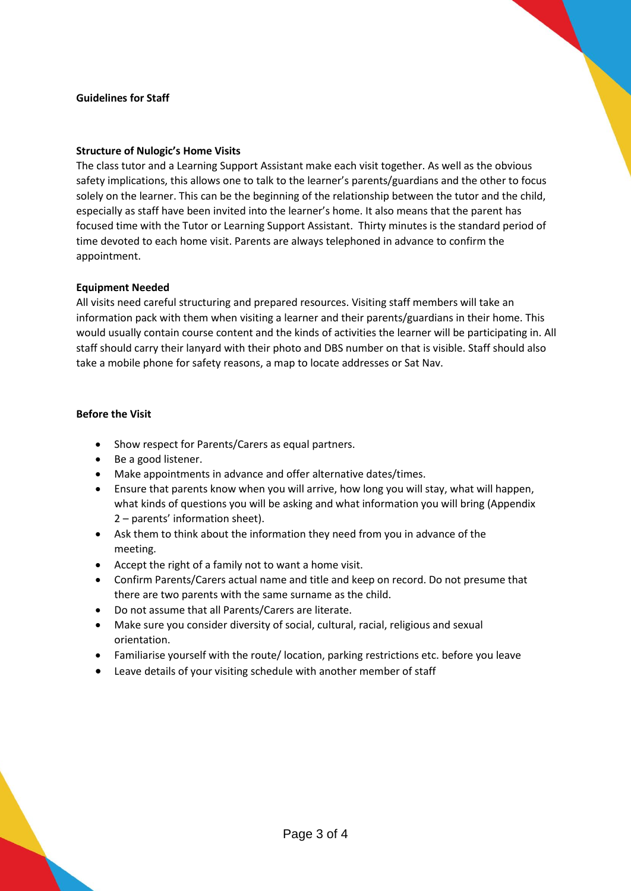**Guidelines for Staff**

**Structure of Nulogic's Home Visits**

The class tutor and a Learning Support Assistant make each visit together. As well as the obvious safety implications, this allows one to talk to the learner's parents/guardians and the other to focus solely on the learner. This can be the beginning of the relationship between the tutor and the child, especially as staff have been invited into the learner's home. It also means that the parent has focused time with the Tutor or Learning Support Assistant. Thirty minutes is the standard period of time devoted to each home visit. Parents are always telephoned in advance to confirm the appointment.

**Equipment Needed**

All visits need careful structuring and prepared resources. Visiting staff members will take an information pack with them when visiting a learner and their parents/guardians in their home. This would usually contain course content and the kinds of activities the learner will be participating in. All staff should carry their lanyard with their photo and DBS number on that is visible. Staff should also take a mobile phone for safety reasons, a map to locate addresses or Sat Nav.

**Before the Visit**

- Show respect for Parents/Carers as equal partners.
- Be a good listener.
- Make appointments in advance and offer alternative dates/times.
- Ensure that parents know when you will arrive, how long you will stay, what will happen, what kinds of questions you will be asking and what information you will bring (Appendix 2 – parents' information sheet).
- Ask them to think about the information they need from you in advance of the meeting.
- Accept the right of a family not to want a home visit.
- Confirm Parents/Carers actual name and title and keep on record. Do not presume that there are two parents with the same surname as the child.
- Do not assume that all Parents/Carers are literate.
- Make sure you consider diversity of social, cultural, racial, religious and sexual orientation.
- Familiarise yourself with the route/ location, parking restrictions etc. before you leave
- Leave details of your visiting schedule with another member of staff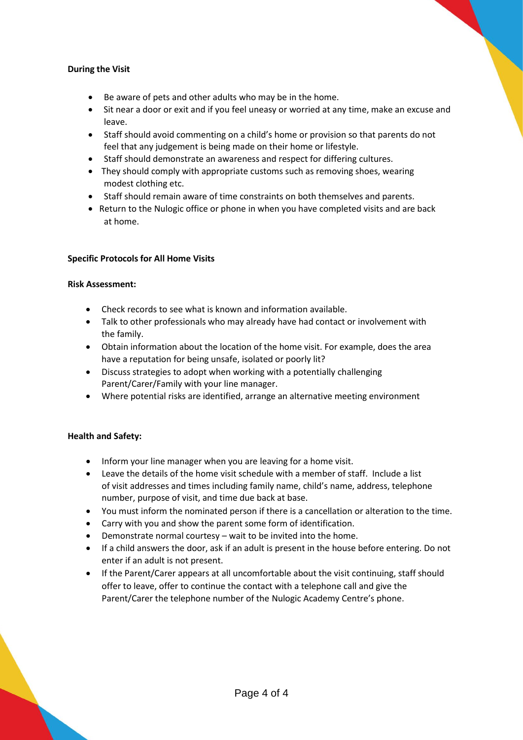**During the Visit**

- Be aware of pets and other adults who may be in the home.
- Sit near a door or exit and if you feel uneasy or worried at any time, make an excuse and leave.
- Staff should avoid commenting on a child's home or provision so that parents do not feel that any judgement is being made on their home or lifestyle.
- Staff should demonstrate an awareness and respect for differing cultures.
- They should comply with appropriate customs such as removing shoes, wearing modest clothing etc.
- Staff should remain aware of time constraints on both themselves and parents.
- Return to the Nulogic office or phone in when you have completed visits and are back at home.

**Specific Protocols for All Home Visits**

**Risk Assessment:**

- Check records to see what is known and information available.
- Talk to other professionals who may already have had contact or involvement with the family.
- Obtain information about the location of the home visit. For example, does the area have a reputation for being unsafe, isolated or poorly lit?
- Discuss strategies to adopt when working with a potentially challenging Parent/Carer/Family with your line manager.
- Where potential risks are identified, arrange an alternative meeting environment

**Health and Safety:**

- Inform your line manager when you are leaving for a home visit.
- Leave the details of the home visit schedule with a member of staff. Include a list of visit addresses and times including family name, child's name, address, telephone number, purpose of visit, and time due back at base.
- You must inform the nominated person if there is a cancellation or alteration to the time.
- Carry with you and show the parent some form of identification.
- Demonstrate normal courtesy – wait to be invited into the home.
- If a child answers the door, ask if an adult is present in the house before entering. Do not enter if an adult is not present.
- If the Parent/Carer appears at all uncomfortable about the visit continuing, staff should offer to leave, offer to continue the contact with a telephone call and give the Parent/Carer the telephone number of the Nulogic Academy Centre's phone.